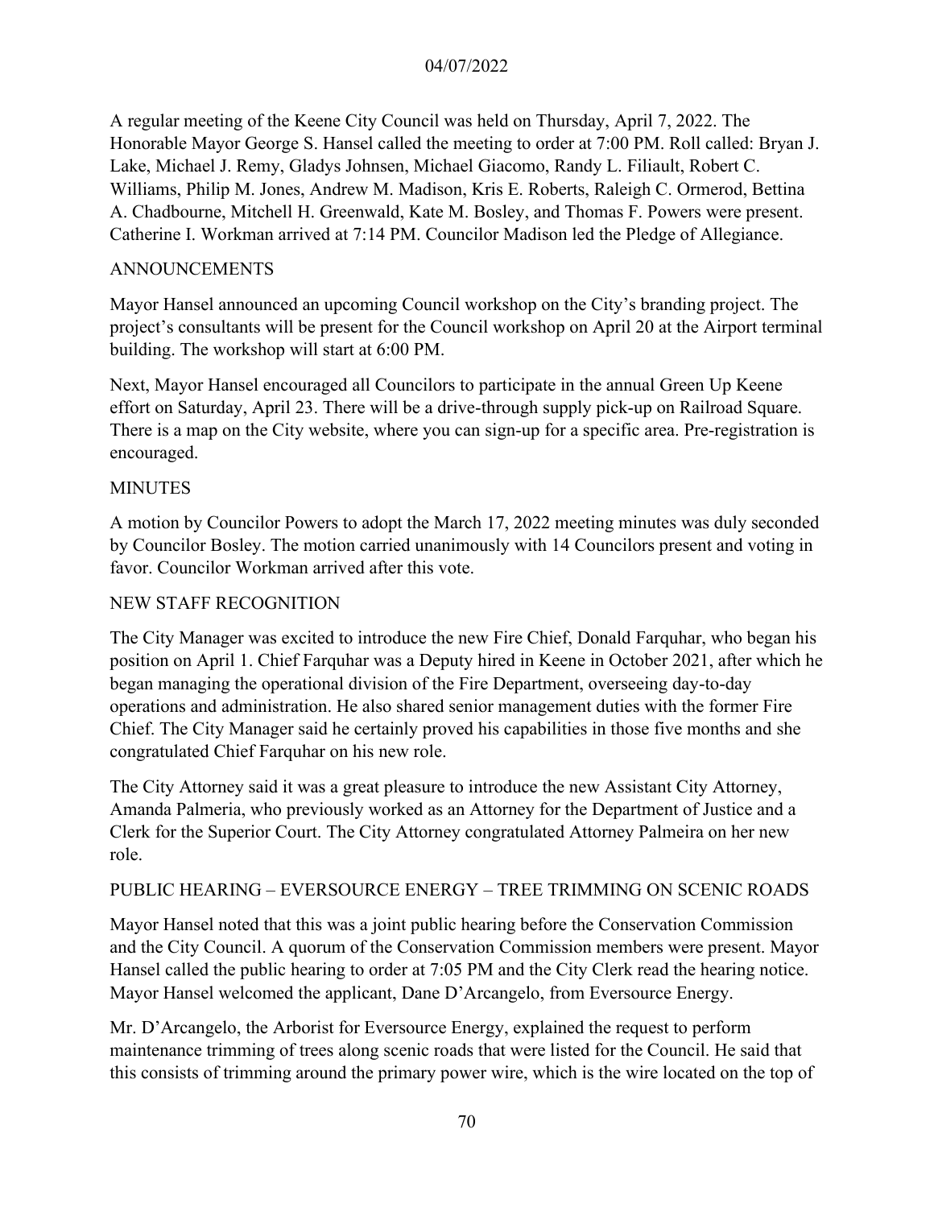A regular meeting of the Keene City Council was held on Thursday, April 7, 2022. The Honorable Mayor George S. Hansel called the meeting to order at 7:00 PM. Roll called: Bryan J. Lake, Michael J. Remy, Gladys Johnsen, Michael Giacomo, Randy L. Filiault, Robert C. Williams, Philip M. Jones, Andrew M. Madison, Kris E. Roberts, Raleigh C. Ormerod, Bettina A. Chadbourne, Mitchell H. Greenwald, Kate M. Bosley, and Thomas F. Powers were present. Catherine I. Workman arrived at 7:14 PM. Councilor Madison led the Pledge of Allegiance.

## ANNOUNCEMENTS

Mayor Hansel announced an upcoming Council workshop on the City's branding project. The project's consultants will be present for the Council workshop on April 20 at the Airport terminal building. The workshop will start at 6:00 PM.

Next, Mayor Hansel encouraged all Councilors to participate in the annual Green Up Keene effort on Saturday, April 23. There will be a drive-through supply pick-up on Railroad Square. There is a map on the City website, where you can sign-up for a specific area. Pre-registration is encouraged.

## MINUTES

A motion by Councilor Powers to adopt the March 17, 2022 meeting minutes was duly seconded by Councilor Bosley. The motion carried unanimously with 14 Councilors present and voting in favor. Councilor Workman arrived after this vote.

## NEW STAFF RECOGNITION

The City Manager was excited to introduce the new Fire Chief, Donald Farquhar, who began his position on April 1. Chief Farquhar was a Deputy hired in Keene in October 2021, after which he began managing the operational division of the Fire Department, overseeing day-to-day operations and administration. He also shared senior management duties with the former Fire Chief. The City Manager said he certainly proved his capabilities in those five months and she congratulated Chief Farquhar on his new role.

The City Attorney said it was a great pleasure to introduce the new Assistant City Attorney, Amanda Palmeria, who previously worked as an Attorney for the Department of Justice and a Clerk for the Superior Court. The City Attorney congratulated Attorney Palmeira on her new role.

## PUBLIC HEARING – EVERSOURCE ENERGY – TREE TRIMMING ON SCENIC ROADS

Mayor Hansel noted that this was a joint public hearing before the Conservation Commission and the City Council. A quorum of the Conservation Commission members were present. Mayor Hansel called the public hearing to order at 7:05 PM and the City Clerk read the hearing notice. Mayor Hansel welcomed the applicant, Dane D'Arcangelo, from Eversource Energy.

Mr. D'Arcangelo, the Arborist for Eversource Energy, explained the request to perform maintenance trimming of trees along scenic roads that were listed for the Council. He said that this consists of trimming around the primary power wire, which is the wire located on the top of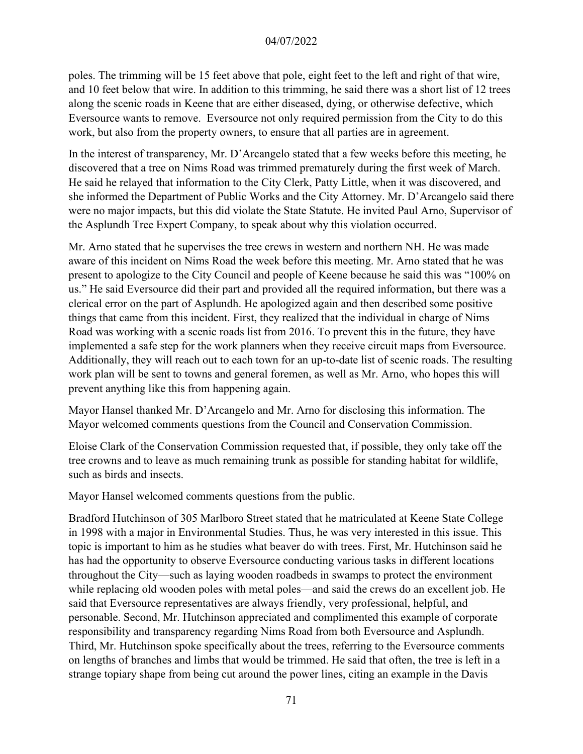poles. The trimming will be 15 feet above that pole, eight feet to the left and right of that wire, and 10 feet below that wire. In addition to this trimming, he said there was a short list of 12 trees along the scenic roads in Keene that are either diseased, dying, or otherwise defective, which Eversource wants to remove. Eversource not only required permission from the City to do this work, but also from the property owners, to ensure that all parties are in agreement.

In the interest of transparency, Mr. D'Arcangelo stated that a few weeks before this meeting, he discovered that a tree on Nims Road was trimmed prematurely during the first week of March. He said he relayed that information to the City Clerk, Patty Little, when it was discovered, and she informed the Department of Public Works and the City Attorney. Mr. D'Arcangelo said there were no major impacts, but this did violate the State Statute. He invited Paul Arno, Supervisor of the Asplundh Tree Expert Company, to speak about why this violation occurred.

Mr. Arno stated that he supervises the tree crews in western and northern NH. He was made aware of this incident on Nims Road the week before this meeting. Mr. Arno stated that he was present to apologize to the City Council and people of Keene because he said this was "100% on us." He said Eversource did their part and provided all the required information, but there was a clerical error on the part of Asplundh. He apologized again and then described some positive things that came from this incident. First, they realized that the individual in charge of Nims Road was working with a scenic roads list from 2016. To prevent this in the future, they have implemented a safe step for the work planners when they receive circuit maps from Eversource. Additionally, they will reach out to each town for an up-to-date list of scenic roads. The resulting work plan will be sent to towns and general foremen, as well as Mr. Arno, who hopes this will prevent anything like this from happening again.

Mayor Hansel thanked Mr. D'Arcangelo and Mr. Arno for disclosing this information. The Mayor welcomed comments questions from the Council and Conservation Commission.

Eloise Clark of the Conservation Commission requested that, if possible, they only take off the tree crowns and to leave as much remaining trunk as possible for standing habitat for wildlife, such as birds and insects.

Mayor Hansel welcomed comments questions from the public.

Bradford Hutchinson of 305 Marlboro Street stated that he matriculated at Keene State College in 1998 with a major in Environmental Studies. Thus, he was very interested in this issue. This topic is important to him as he studies what beaver do with trees. First, Mr. Hutchinson said he has had the opportunity to observe Eversource conducting various tasks in different locations throughout the City—such as laying wooden roadbeds in swamps to protect the environment while replacing old wooden poles with metal poles—and said the crews do an excellent job. He said that Eversource representatives are always friendly, very professional, helpful, and personable. Second, Mr. Hutchinson appreciated and complimented this example of corporate responsibility and transparency regarding Nims Road from both Eversource and Asplundh. Third, Mr. Hutchinson spoke specifically about the trees, referring to the Eversource comments on lengths of branches and limbs that would be trimmed. He said that often, the tree is left in a strange topiary shape from being cut around the power lines, citing an example in the Davis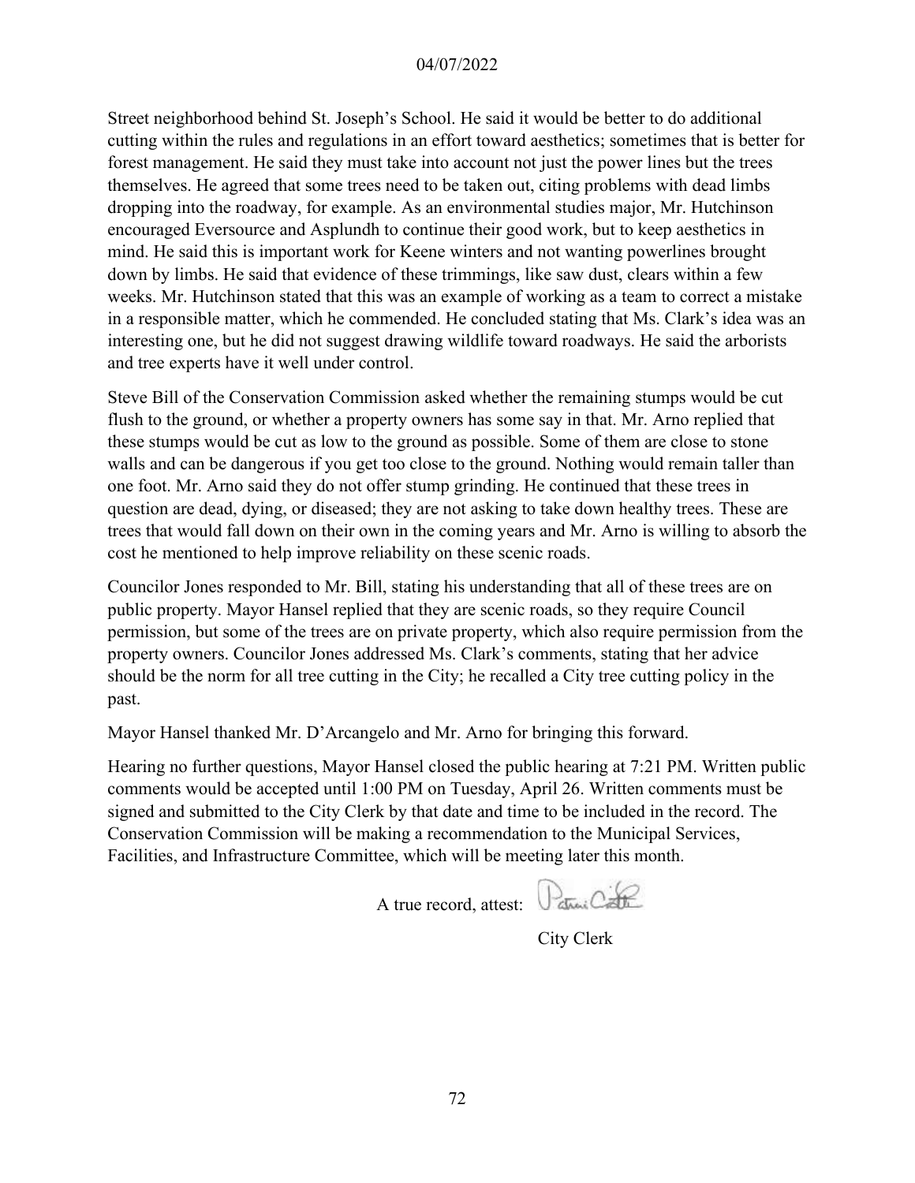Street neighborhood behind St. Joseph's School. He said it would be better to do additional cutting within the rules and regulations in an effort toward aesthetics; sometimes that is better for forest management. He said they must take into account not just the power lines but the trees themselves. He agreed that some trees need to be taken out, citing problems with dead limbs dropping into the roadway, for example. As an environmental studies major, Mr. Hutchinson encouraged Eversource and Asplundh to continue their good work, but to keep aesthetics in mind. He said this is important work for Keene winters and not wanting powerlines brought down by limbs. He said that evidence of these trimmings, like saw dust, clears within a few weeks. Mr. Hutchinson stated that this was an example of working as a team to correct a mistake in a responsible matter, which he commended. He concluded stating that Ms. Clark's idea was an interesting one, but he did not suggest drawing wildlife toward roadways. He said the arborists and tree experts have it well under control.

Steve Bill of the Conservation Commission asked whether the remaining stumps would be cut flush to the ground, or whether a property owners has some say in that. Mr. Arno replied that these stumps would be cut as low to the ground as possible. Some of them are close to stone walls and can be dangerous if you get too close to the ground. Nothing would remain taller than one foot. Mr. Arno said they do not offer stump grinding. He continued that these trees in question are dead, dying, or diseased; they are not asking to take down healthy trees. These are trees that would fall down on their own in the coming years and Mr. Arno is willing to absorb the cost he mentioned to help improve reliability on these scenic roads.

Councilor Jones responded to Mr. Bill, stating his understanding that all of these trees are on public property. Mayor Hansel replied that they are scenic roads, so they require Council permission, but some of the trees are on private property, which also require permission from the property owners. Councilor Jones addressed Ms. Clark's comments, stating that her advice should be the norm for all tree cutting in the City; he recalled a City tree cutting policy in the past.

Mayor Hansel thanked Mr. D'Arcangelo and Mr. Arno for bringing this forward.

Hearing no further questions, Mayor Hansel closed the public hearing at 7:21 PM. Written public comments would be accepted until 1:00 PM on Tuesday, April 26. Written comments must be signed and submitted to the City Clerk by that date and time to be included in the record. The Conservation Commission will be making a recommendation to the Municipal Services, Facilities, and Infrastructure Committee, which will be meeting later this month.

A true record, attest:

City Clerk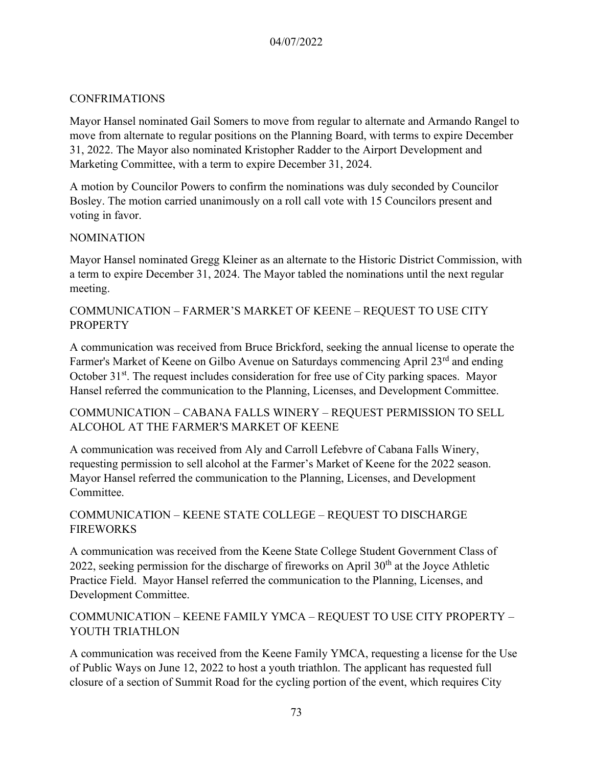## CONFRIMATIONS

Mayor Hansel nominated Gail Somers to move from regular to alternate and Armando Rangel to move from alternate to regular positions on the Planning Board, with terms to expire December 31, 2022. The Mayor also nominated Kristopher Radder to the Airport Development and Marketing Committee, with a term to expire December 31, 2024.

A motion by Councilor Powers to confirm the nominations was duly seconded by Councilor Bosley. The motion carried unanimously on a roll call vote with 15 Councilors present and voting in favor.

## NOMINATION

Mayor Hansel nominated Gregg Kleiner as an alternate to the Historic District Commission, with a term to expire December 31, 2024. The Mayor tabled the nominations until the next regular meeting.

## COMMUNICATION – FARMER'S MARKET OF KEENE – REQUEST TO USE CITY PROPERTY

A communication was received from Bruce Brickford, seeking the annual license to operate the Farmer's Market of Keene on Gilbo Avenue on Saturdays commencing April 23rd and ending October 31st. The request includes consideration for free use of City parking spaces. Mayor Hansel referred the communication to the Planning, Licenses, and Development Committee.

## COMMUNICATION – CABANA FALLS WINERY – REQUEST PERMISSION TO SELL ALCOHOL AT THE FARMER'S MARKET OF KEENE

A communication was received from Aly and Carroll Lefebvre of Cabana Falls Winery, requesting permission to sell alcohol at the Farmer's Market of Keene for the 2022 season. Mayor Hansel referred the communication to the Planning, Licenses, and Development Committee.

## COMMUNICATION – KEENE STATE COLLEGE – REQUEST TO DISCHARGE FIREWORKS

A communication was received from the Keene State College Student Government Class of 2022, seeking permission for the discharge of fireworks on April 30th at the Joyce Athletic Practice Field. Mayor Hansel referred the communication to the Planning, Licenses, and Development Committee.

## COMMUNICATION – KEENE FAMILY YMCA – REQUEST TO USE CITY PROPERTY – YOUTH TRIATHLON

A communication was received from the Keene Family YMCA, requesting a license for the Use of Public Ways on June 12, 2022 to host a youth triathlon. The applicant has requested full closure of a section of Summit Road for the cycling portion of the event, which requires City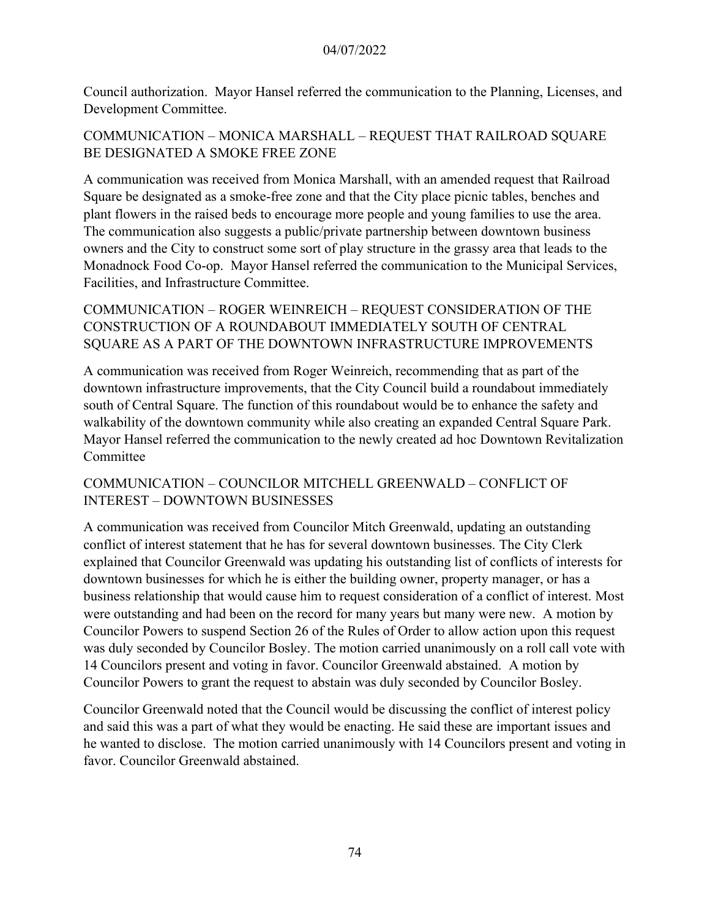Council authorization. Mayor Hansel referred the communication to the Planning, Licenses, and Development Committee.

## COMMUNICATION – MONICA MARSHALL – REQUEST THAT RAILROAD SQUARE BE DESIGNATED A SMOKE FREE ZONE

A communication was received from Monica Marshall, with an amended request that Railroad Square be designated as a smoke-free zone and that the City place picnic tables, benches and plant flowers in the raised beds to encourage more people and young families to use the area. The communication also suggests a public/private partnership between downtown business owners and the City to construct some sort of play structure in the grassy area that leads to the Monadnock Food Co-op. Mayor Hansel referred the communication to the Municipal Services, Facilities, and Infrastructure Committee.

## COMMUNICATION – ROGER WEINREICH – REQUEST CONSIDERATION OF THE CONSTRUCTION OF A ROUNDABOUT IMMEDIATELY SOUTH OF CENTRAL SQUARE AS A PART OF THE DOWNTOWN INFRASTRUCTURE IMPROVEMENTS

A communication was received from Roger Weinreich, recommending that as part of the downtown infrastructure improvements, that the City Council build a roundabout immediately south of Central Square. The function of this roundabout would be to enhance the safety and walkability of the downtown community while also creating an expanded Central Square Park. Mayor Hansel referred the communication to the newly created ad hoc Downtown Revitalization Committee

## COMMUNICATION – COUNCILOR MITCHELL GREENWALD – CONFLICT OF INTEREST – DOWNTOWN BUSINESSES

A communication was received from Councilor Mitch Greenwald, updating an outstanding conflict of interest statement that he has for several downtown businesses. The City Clerk explained that Councilor Greenwald was updating his outstanding list of conflicts of interests for downtown businesses for which he is either the building owner, property manager, or has a business relationship that would cause him to request consideration of a conflict of interest. Most were outstanding and had been on the record for many years but many were new. A motion by Councilor Powers to suspend Section 26 of the Rules of Order to allow action upon this request was duly seconded by Councilor Bosley. The motion carried unanimously on a roll call vote with 14 Councilors present and voting in favor. Councilor Greenwald abstained. A motion by Councilor Powers to grant the request to abstain was duly seconded by Councilor Bosley.

Councilor Greenwald noted that the Council would be discussing the conflict of interest policy and said this was a part of what they would be enacting. He said these are important issues and he wanted to disclose. The motion carried unanimously with 14 Councilors present and voting in favor. Councilor Greenwald abstained.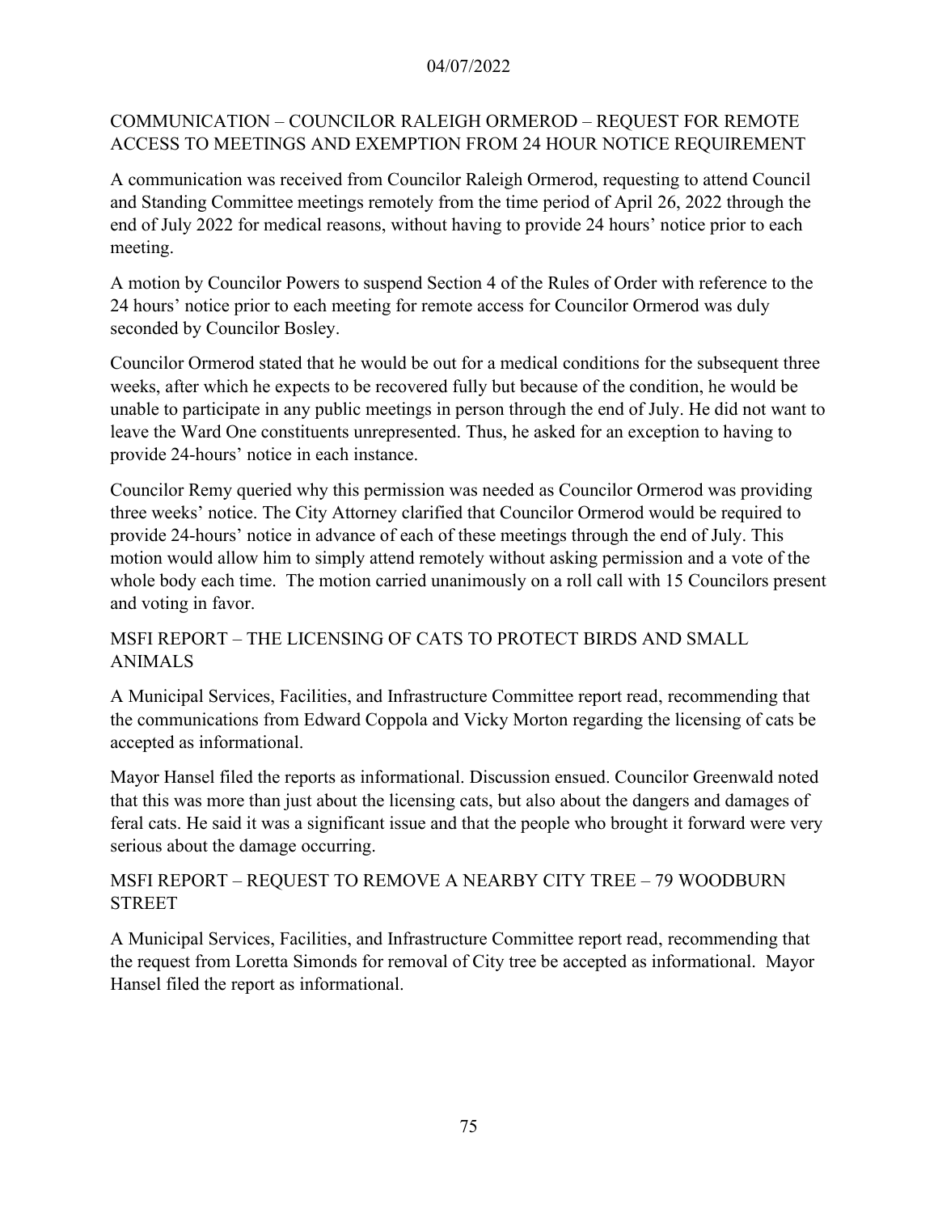04/07/2022

## COMMUNICATION – COUNCILOR RALEIGH ORMEROD – REQUEST FOR REMOTE ACCESS TO MEETINGS AND EXEMPTION FROM 24 HOUR NOTICE REQUIREMENT

A communication was received from Councilor Raleigh Ormerod, requesting to attend Council and Standing Committee meetings remotely from the time period of April 26, 2022 through the end of July 2022 for medical reasons, without having to provide 24 hours' notice prior to each meeting.

A motion by Councilor Powers to suspend Section 4 of the Rules of Order with reference to the 24 hours' notice prior to each meeting for remote access for Councilor Ormerod was duly seconded by Councilor Bosley.

Councilor Ormerod stated that he would be out for a medical conditions for the subsequent three weeks, after which he expects to be recovered fully but because of the condition, he would be unable to participate in any public meetings in person through the end of July. He did not want to leave the Ward One constituents unrepresented. Thus, he asked for an exception to having to provide 24-hours' notice in each instance.

Councilor Remy queried why this permission was needed as Councilor Ormerod was providing three weeks' notice. The City Attorney clarified that Councilor Ormerod would be required to provide 24-hours' notice in advance of each of these meetings through the end of July. This motion would allow him to simply attend remotely without asking permission and a vote of the whole body each time. The motion carried unanimously on a roll call with 15 Councilors present and voting in favor.

## MSFI REPORT – THE LICENSING OF CATS TO PROTECT BIRDS AND SMALL ANIMALS

A Municipal Services, Facilities, and Infrastructure Committee report read, recommending that the communications from Edward Coppola and Vicky Morton regarding the licensing of cats be accepted as informational.

Mayor Hansel filed the reports as informational. Discussion ensued. Councilor Greenwald noted that this was more than just about the licensing cats, but also about the dangers and damages of feral cats. He said it was a significant issue and that the people who brought it forward were very serious about the damage occurring.

## MSFI REPORT – REQUEST TO REMOVE A NEARBY CITY TREE – 79 WOODBURN STREET

A Municipal Services, Facilities, and Infrastructure Committee report read, recommending that the request from Loretta Simonds for removal of City tree be accepted as informational. Mayor Hansel filed the report as informational.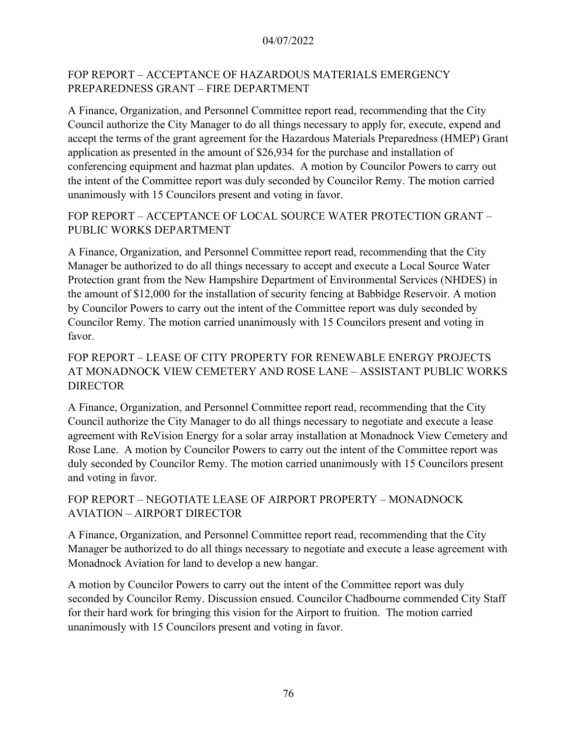## FOP REPORT – ACCEPTANCE OF HAZARDOUS MATERIALS EMERGENCY PREPAREDNESS GRANT – FIRE DEPARTMENT

A Finance, Organization, and Personnel Committee report read, recommending that the City Council authorize the City Manager to do all things necessary to apply for, execute, expend and accept the terms of the grant agreement for the Hazardous Materials Preparedness (HMEP) Grant application as presented in the amount of $26,934 for the purchase and installation of conferencing equipment and hazmat plan updates. A motion by Councilor Powers to carry out the intent of the Committee report was duly seconded by Councilor Remy. The motion carried unanimously with 15 Councilors present and voting in favor.

## FOP REPORT – ACCEPTANCE OF LOCAL SOURCE WATER PROTECTION GRANT – PUBLIC WORKS DEPARTMENT

A Finance, Organization, and Personnel Committee report read, recommending that the City Manager be authorized to do all things necessary to accept and execute a Local Source Water Protection grant from the New Hampshire Department of Environmental Services (NHDES) in the amount of $12,000 for the installation of security fencing at Babbidge Reservoir. A motion by Councilor Powers to carry out the intent of the Committee report was duly seconded by Councilor Remy. The motion carried unanimously with 15 Councilors present and voting in favor.

## FOP REPORT – LEASE OF CITY PROPERTY FOR RENEWABLE ENERGY PROJECTS AT MONADNOCK VIEW CEMETERY AND ROSE LANE – ASSISTANT PUBLIC WORKS DIRECTOR

A Finance, Organization, and Personnel Committee report read, recommending that the City Council authorize the City Manager to do all things necessary to negotiate and execute a lease agreement with ReVision Energy for a solar array installation at Monadnock View Cemetery and Rose Lane. A motion by Councilor Powers to carry out the intent of the Committee report was duly seconded by Councilor Remy. The motion carried unanimously with 15 Councilors present and voting in favor.

## FOP REPORT – NEGOTIATE LEASE OF AIRPORT PROPERTY – MONADNOCK AVIATION – AIRPORT DIRECTOR

A Finance, Organization, and Personnel Committee report read, recommending that the City Manager be authorized to do all things necessary to negotiate and execute a lease agreement with Monadnock Aviation for land to develop a new hangar.

A motion by Councilor Powers to carry out the intent of the Committee report was duly seconded by Councilor Remy. Discussion ensued. Councilor Chadbourne commended City Staff for their hard work for bringing this vision for the Airport to fruition. The motion carried unanimously with 15 Councilors present and voting in favor.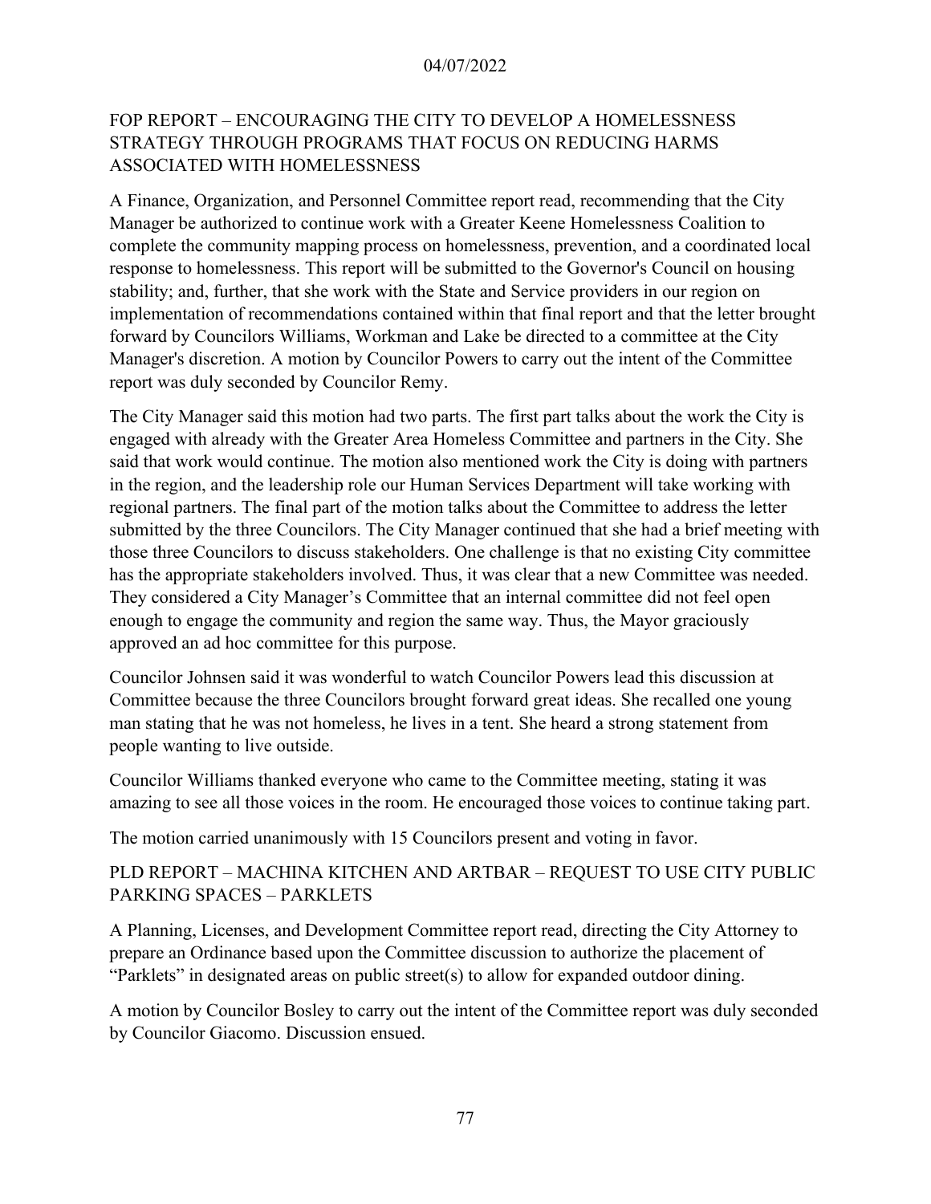## FOP REPORT – ENCOURAGING THE CITY TO DEVELOP A HOMELESSNESS STRATEGY THROUGH PROGRAMS THAT FOCUS ON REDUCING HARMS ASSOCIATED WITH HOMELESSNESS

A Finance, Organization, and Personnel Committee report read, recommending that the City Manager be authorized to continue work with a Greater Keene Homelessness Coalition to complete the community mapping process on homelessness, prevention, and a coordinated local response to homelessness. This report will be submitted to the Governor's Council on housing stability; and, further, that she work with the State and Service providers in our region on implementation of recommendations contained within that final report and that the letter brought forward by Councilors Williams, Workman and Lake be directed to a committee at the City Manager's discretion. A motion by Councilor Powers to carry out the intent of the Committee report was duly seconded by Councilor Remy.

The City Manager said this motion had two parts. The first part talks about the work the City is engaged with already with the Greater Area Homeless Committee and partners in the City. She said that work would continue. The motion also mentioned work the City is doing with partners in the region, and the leadership role our Human Services Department will take working with regional partners. The final part of the motion talks about the Committee to address the letter submitted by the three Councilors. The City Manager continued that she had a brief meeting with those three Councilors to discuss stakeholders. One challenge is that no existing City committee has the appropriate stakeholders involved. Thus, it was clear that a new Committee was needed. They considered a City Manager's Committee that an internal committee did not feel open enough to engage the community and region the same way. Thus, the Mayor graciously approved an ad hoc committee for this purpose.

Councilor Johnsen said it was wonderful to watch Councilor Powers lead this discussion at Committee because the three Councilors brought forward great ideas. She recalled one young man stating that he was not homeless, he lives in a tent. She heard a strong statement from people wanting to live outside.

Councilor Williams thanked everyone who came to the Committee meeting, stating it was amazing to see all those voices in the room. He encouraged those voices to continue taking part.

The motion carried unanimously with 15 Councilors present and voting in favor.

## PLD REPORT – MACHINA KITCHEN AND ARTBAR – REQUEST TO USE CITY PUBLIC PARKING SPACES – PARKLETS

A Planning, Licenses, and Development Committee report read, directing the City Attorney to prepare an Ordinance based upon the Committee discussion to authorize the placement of "Parklets" in designated areas on public street(s) to allow for expanded outdoor dining.

A motion by Councilor Bosley to carry out the intent of the Committee report was duly seconded by Councilor Giacomo. Discussion ensued.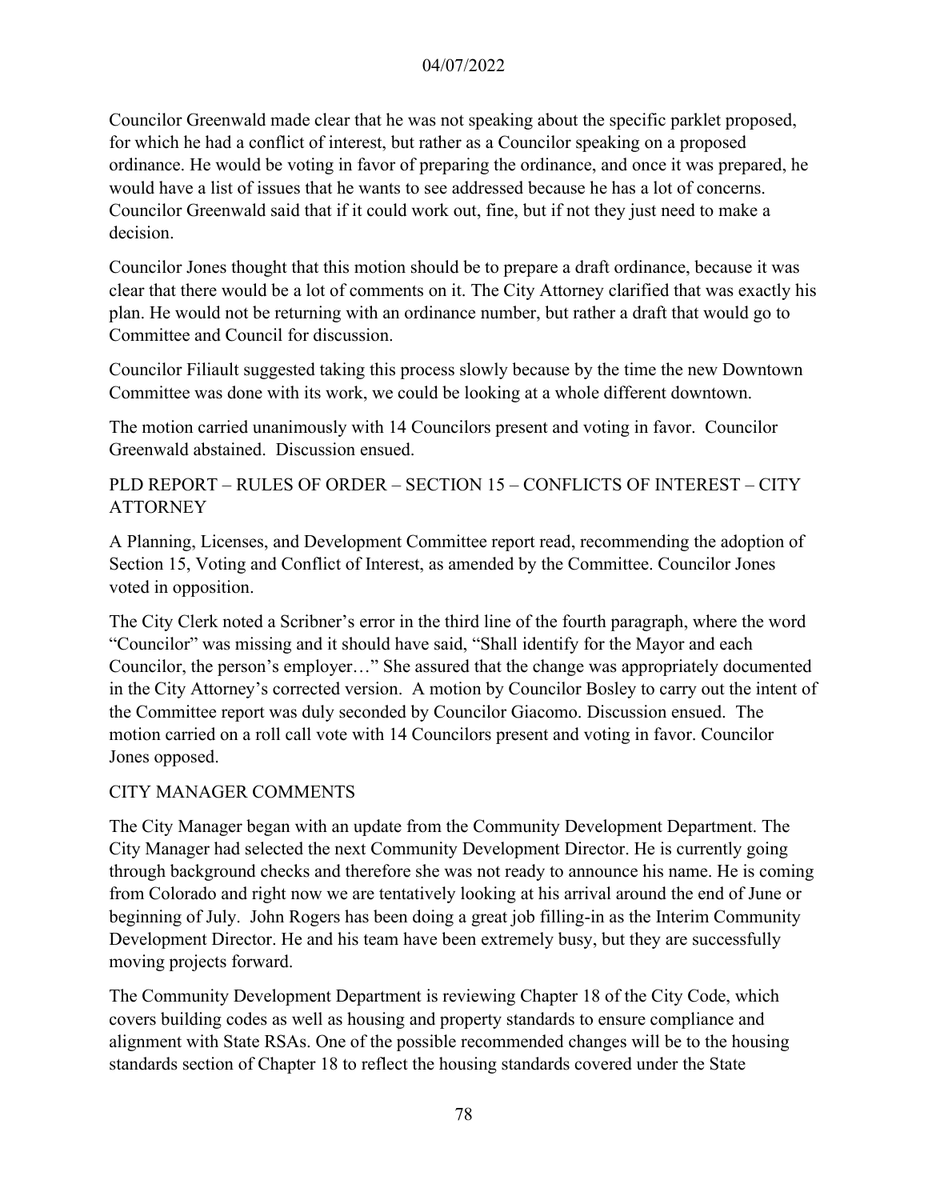Councilor Greenwald made clear that he was not speaking about the specific parklet proposed, for which he had a conflict of interest, but rather as a Councilor speaking on a proposed ordinance. He would be voting in favor of preparing the ordinance, and once it was prepared, he would have a list of issues that he wants to see addressed because he has a lot of concerns. Councilor Greenwald said that if it could work out, fine, but if not they just need to make a decision.

Councilor Jones thought that this motion should be to prepare a draft ordinance, because it was clear that there would be a lot of comments on it. The City Attorney clarified that was exactly his plan. He would not be returning with an ordinance number, but rather a draft that would go to Committee and Council for discussion.

Councilor Filiault suggested taking this process slowly because by the time the new Downtown Committee was done with its work, we could be looking at a whole different downtown.

The motion carried unanimously with 14 Councilors present and voting in favor. Councilor Greenwald abstained. Discussion ensued.

## PLD REPORT – RULES OF ORDER – SECTION 15 – CONFLICTS OF INTEREST – CITY ATTORNEY

A Planning, Licenses, and Development Committee report read, recommending the adoption of Section 15, Voting and Conflict of Interest, as amended by the Committee. Councilor Jones voted in opposition.

The City Clerk noted a Scribner's error in the third line of the fourth paragraph, where the word "Councilor" was missing and it should have said, "Shall identify for the Mayor and each Councilor, the person's employer…" She assured that the change was appropriately documented in the City Attorney's corrected version. A motion by Councilor Bosley to carry out the intent of the Committee report was duly seconded by Councilor Giacomo. Discussion ensued. The motion carried on a roll call vote with 14 Councilors present and voting in favor. Councilor Jones opposed.

## CITY MANAGER COMMENTS

The City Manager began with an update from the Community Development Department. The City Manager had selected the next Community Development Director. He is currently going through background checks and therefore she was not ready to announce his name. He is coming from Colorado and right now we are tentatively looking at his arrival around the end of June or beginning of July. John Rogers has been doing a great job filling-in as the Interim Community Development Director. He and his team have been extremely busy, but they are successfully moving projects forward.

The Community Development Department is reviewing Chapter 18 of the City Code, which covers building codes as well as housing and property standards to ensure compliance and alignment with State RSAs. One of the possible recommended changes will be to the housing standards section of Chapter 18 to reflect the housing standards covered under the State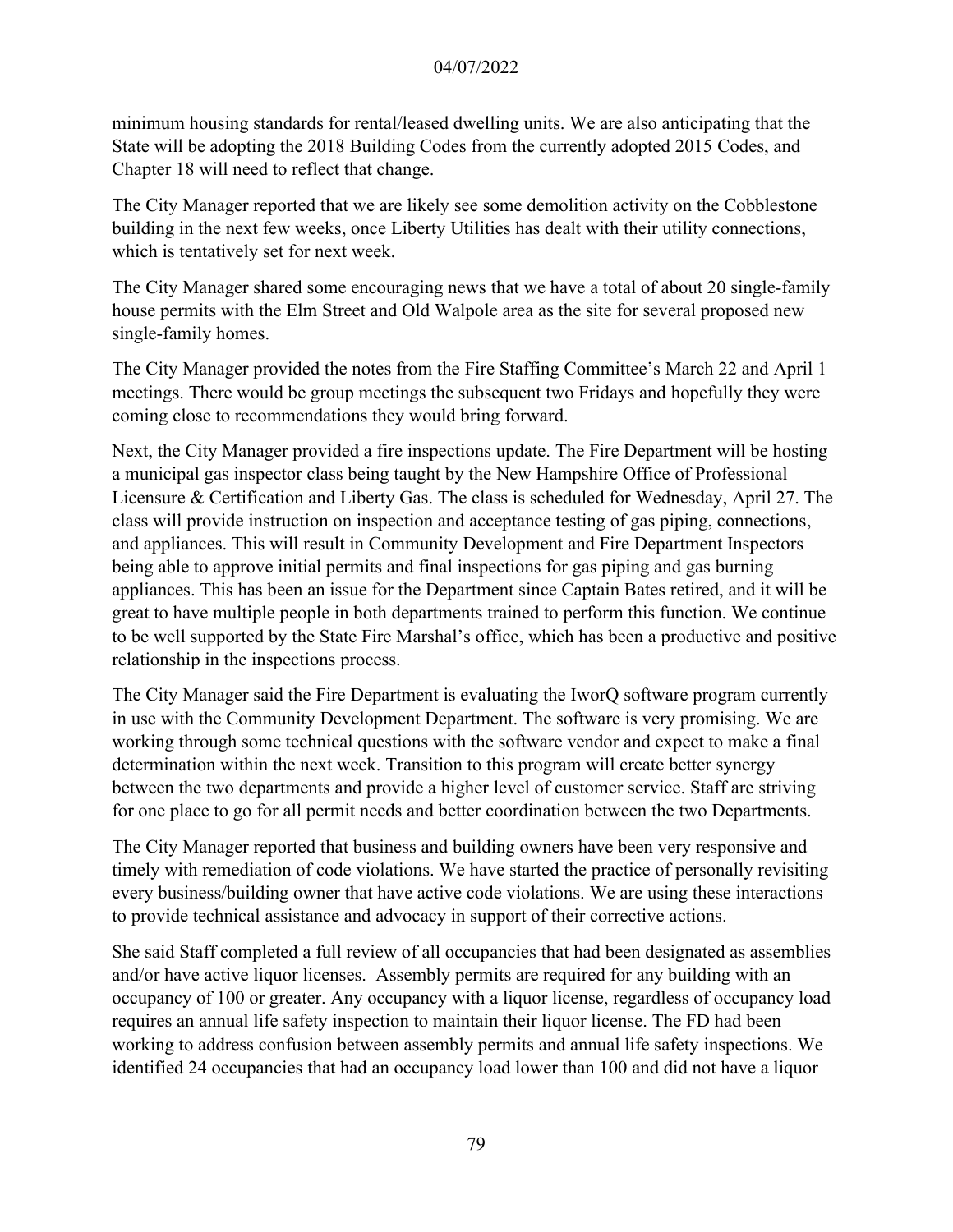minimum housing standards for rental/leased dwelling units. We are also anticipating that the State will be adopting the 2018 Building Codes from the currently adopted 2015 Codes, and Chapter 18 will need to reflect that change.

The City Manager reported that we are likely see some demolition activity on the Cobblestone building in the next few weeks, once Liberty Utilities has dealt with their utility connections, which is tentatively set for next week.

The City Manager shared some encouraging news that we have a total of about 20 single-family house permits with the Elm Street and Old Walpole area as the site for several proposed new single-family homes.

The City Manager provided the notes from the Fire Staffing Committee's March 22 and April 1 meetings. There would be group meetings the subsequent two Fridays and hopefully they were coming close to recommendations they would bring forward.

Next, the City Manager provided a fire inspections update. The Fire Department will be hosting a municipal gas inspector class being taught by the New Hampshire Office of Professional Licensure & Certification and Liberty Gas. The class is scheduled for Wednesday, April 27. The class will provide instruction on inspection and acceptance testing of gas piping, connections, and appliances. This will result in Community Development and Fire Department Inspectors being able to approve initial permits and final inspections for gas piping and gas burning appliances. This has been an issue for the Department since Captain Bates retired, and it will be great to have multiple people in both departments trained to perform this function. We continue to be well supported by the State Fire Marshal's office, which has been a productive and positive relationship in the inspections process.

The City Manager said the Fire Department is evaluating the IworQ software program currently in use with the Community Development Department. The software is very promising. We are working through some technical questions with the software vendor and expect to make a final determination within the next week. Transition to this program will create better synergy between the two departments and provide a higher level of customer service. Staff are striving for one place to go for all permit needs and better coordination between the two Departments.

The City Manager reported that business and building owners have been very responsive and timely with remediation of code violations. We have started the practice of personally revisiting every business/building owner that have active code violations. We are using these interactions to provide technical assistance and advocacy in support of their corrective actions.

She said Staff completed a full review of all occupancies that had been designated as assemblies and/or have active liquor licenses. Assembly permits are required for any building with an occupancy of 100 or greater. Any occupancy with a liquor license, regardless of occupancy load requires an annual life safety inspection to maintain their liquor license. The FD had been working to address confusion between assembly permits and annual life safety inspections. We identified 24 occupancies that had an occupancy load lower than 100 and did not have a liquor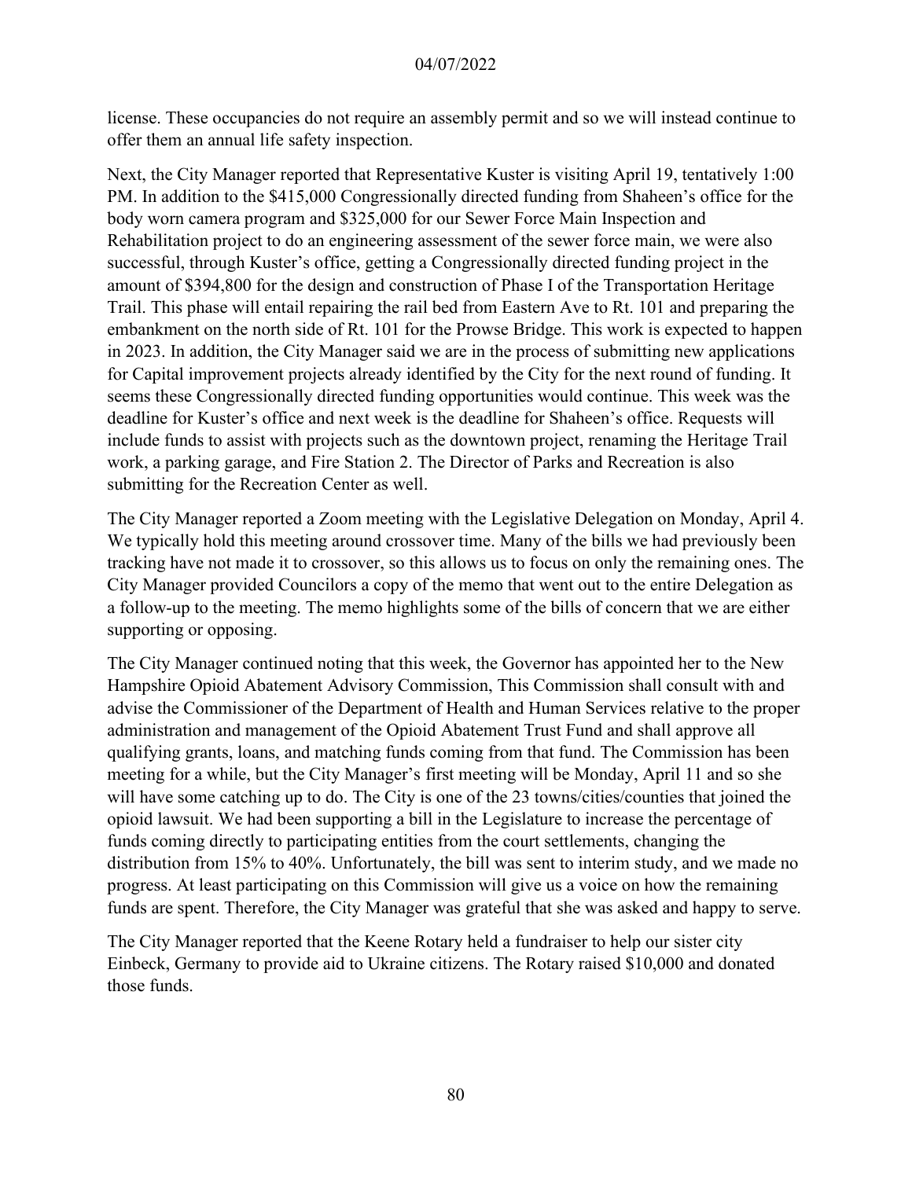license. These occupancies do not require an assembly permit and so we will instead continue to offer them an annual life safety inspection.

Next, the City Manager reported that Representative Kuster is visiting April 19, tentatively 1:00 PM. In addition to the $415,000 Congressionally directed funding from Shaheen's office for the body worn camera program and $325,000 for our Sewer Force Main Inspection and Rehabilitation project to do an engineering assessment of the sewer force main, we were also successful, through Kuster's office, getting a Congressionally directed funding project in the amount of $394,800 for the design and construction of Phase I of the Transportation Heritage Trail. This phase will entail repairing the rail bed from Eastern Ave to Rt. 101 and preparing the embankment on the north side of Rt. 101 for the Prowse Bridge. This work is expected to happen in 2023. In addition, the City Manager said we are in the process of submitting new applications for Capital improvement projects already identified by the City for the next round of funding. It seems these Congressionally directed funding opportunities would continue. This week was the deadline for Kuster's office and next week is the deadline for Shaheen's office. Requests will include funds to assist with projects such as the downtown project, renaming the Heritage Trail work, a parking garage, and Fire Station 2. The Director of Parks and Recreation is also submitting for the Recreation Center as well.

The City Manager reported a Zoom meeting with the Legislative Delegation on Monday, April 4. We typically hold this meeting around crossover time. Many of the bills we had previously been tracking have not made it to crossover, so this allows us to focus on only the remaining ones. The City Manager provided Councilors a copy of the memo that went out to the entire Delegation as a follow-up to the meeting. The memo highlights some of the bills of concern that we are either supporting or opposing.

The City Manager continued noting that this week, the Governor has appointed her to the New Hampshire Opioid Abatement Advisory Commission, This Commission shall consult with and advise the Commissioner of the Department of Health and Human Services relative to the proper administration and management of the Opioid Abatement Trust Fund and shall approve all qualifying grants, loans, and matching funds coming from that fund. The Commission has been meeting for a while, but the City Manager's first meeting will be Monday, April 11 and so she will have some catching up to do. The City is one of the 23 towns/cities/counties that joined the opioid lawsuit. We had been supporting a bill in the Legislature to increase the percentage of funds coming directly to participating entities from the court settlements, changing the distribution from 15% to 40%. Unfortunately, the bill was sent to interim study, and we made no progress. At least participating on this Commission will give us a voice on how the remaining funds are spent. Therefore, the City Manager was grateful that she was asked and happy to serve.

The City Manager reported that the Keene Rotary held a fundraiser to help our sister city Einbeck, Germany to provide aid to Ukraine citizens. The Rotary raised $10,000 and donated those funds.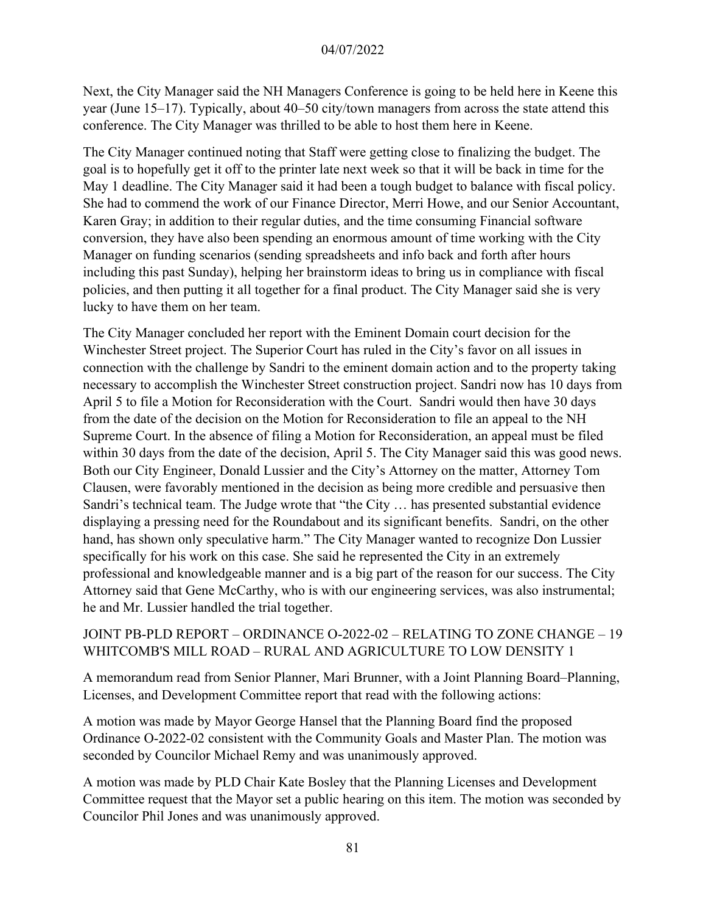Next, the City Manager said the NH Managers Conference is going to be held here in Keene this year (June 15–17). Typically, about 40–50 city/town managers from across the state attend this conference. The City Manager was thrilled to be able to host them here in Keene.

The City Manager continued noting that Staff were getting close to finalizing the budget. The goal is to hopefully get it off to the printer late next week so that it will be back in time for the May 1 deadline. The City Manager said it had been a tough budget to balance with fiscal policy. She had to commend the work of our Finance Director, Merri Howe, and our Senior Accountant, Karen Gray; in addition to their regular duties, and the time consuming Financial software conversion, they have also been spending an enormous amount of time working with the City Manager on funding scenarios (sending spreadsheets and info back and forth after hours including this past Sunday), helping her brainstorm ideas to bring us in compliance with fiscal policies, and then putting it all together for a final product. The City Manager said she is very lucky to have them on her team.

The City Manager concluded her report with the Eminent Domain court decision for the Winchester Street project. The Superior Court has ruled in the City's favor on all issues in connection with the challenge by Sandri to the eminent domain action and to the property taking necessary to accomplish the Winchester Street construction project. Sandri now has 10 days from April 5 to file a Motion for Reconsideration with the Court. Sandri would then have 30 days from the date of the decision on the Motion for Reconsideration to file an appeal to the NH Supreme Court. In the absence of filing a Motion for Reconsideration, an appeal must be filed within 30 days from the date of the decision, April 5. The City Manager said this was good news. Both our City Engineer, Donald Lussier and the City's Attorney on the matter, Attorney Tom Clausen, were favorably mentioned in the decision as being more credible and persuasive then Sandri's technical team. The Judge wrote that "the City … has presented substantial evidence displaying a pressing need for the Roundabout and its significant benefits. Sandri, on the other hand, has shown only speculative harm." The City Manager wanted to recognize Don Lussier specifically for his work on this case. She said he represented the City in an extremely professional and knowledgeable manner and is a big part of the reason for our success. The City Attorney said that Gene McCarthy, who is with our engineering services, was also instrumental; he and Mr. Lussier handled the trial together.

## JOINT PB-PLD REPORT – ORDINANCE O-2022-02 – RELATING TO ZONE CHANGE – 19 WHITCOMB'S MILL ROAD – RURAL AND AGRICULTURE TO LOW DENSITY 1

A memorandum read from Senior Planner, Mari Brunner, with a Joint Planning Board–Planning, Licenses, and Development Committee report that read with the following actions:

A motion was made by Mayor George Hansel that the Planning Board find the proposed Ordinance O-2022-02 consistent with the Community Goals and Master Plan. The motion was seconded by Councilor Michael Remy and was unanimously approved.

A motion was made by PLD Chair Kate Bosley that the Planning Licenses and Development Committee request that the Mayor set a public hearing on this item. The motion was seconded by Councilor Phil Jones and was unanimously approved.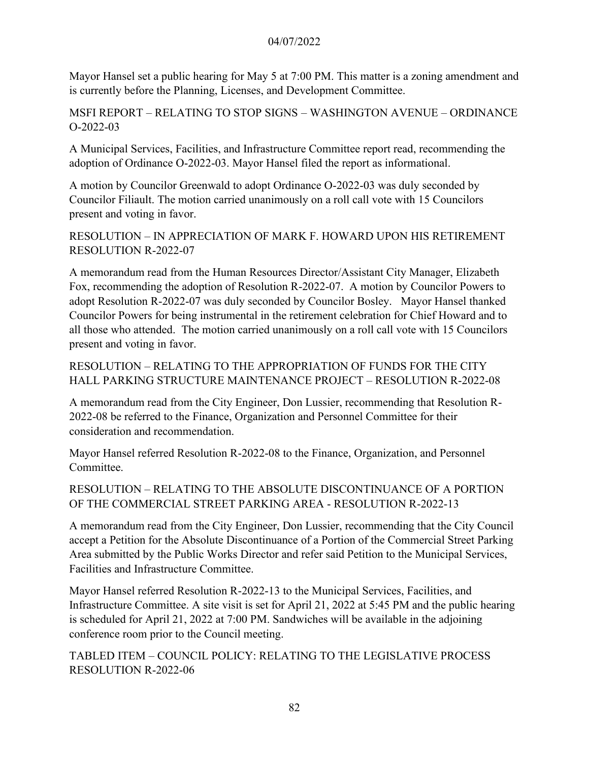Mayor Hansel set a public hearing for May 5 at 7:00 PM. This matter is a zoning amendment and is currently before the Planning, Licenses, and Development Committee.

## MSFI REPORT – RELATING TO STOP SIGNS – WASHINGTON AVENUE – ORDINANCE O-2022-03

A Municipal Services, Facilities, and Infrastructure Committee report read, recommending the adoption of Ordinance O-2022-03. Mayor Hansel filed the report as informational.

A motion by Councilor Greenwald to adopt Ordinance O-2022-03 was duly seconded by Councilor Filiault. The motion carried unanimously on a roll call vote with 15 Councilors present and voting in favor.

## RESOLUTION – IN APPRECIATION OF MARK F. HOWARD UPON HIS RETIREMENT RESOLUTION R-2022-07

A memorandum read from the Human Resources Director/Assistant City Manager, Elizabeth Fox, recommending the adoption of Resolution R-2022-07. A motion by Councilor Powers to adopt Resolution R-2022-07 was duly seconded by Councilor Bosley. Mayor Hansel thanked Councilor Powers for being instrumental in the retirement celebration for Chief Howard and to all those who attended. The motion carried unanimously on a roll call vote with 15 Councilors present and voting in favor.

## RESOLUTION – RELATING TO THE APPROPRIATION OF FUNDS FOR THE CITY HALL PARKING STRUCTURE MAINTENANCE PROJECT – RESOLUTION R-2022-08

A memorandum read from the City Engineer, Don Lussier, recommending that Resolution R-2022-08 be referred to the Finance, Organization and Personnel Committee for their consideration and recommendation.

Mayor Hansel referred Resolution R-2022-08 to the Finance, Organization, and Personnel Committee.

## RESOLUTION – RELATING TO THE ABSOLUTE DISCONTINUANCE OF A PORTION OF THE COMMERCIAL STREET PARKING AREA - RESOLUTION R-2022-13

A memorandum read from the City Engineer, Don Lussier, recommending that the City Council accept a Petition for the Absolute Discontinuance of a Portion of the Commercial Street Parking Area submitted by the Public Works Director and refer said Petition to the Municipal Services, Facilities and Infrastructure Committee.

Mayor Hansel referred Resolution R-2022-13 to the Municipal Services, Facilities, and Infrastructure Committee. A site visit is set for April 21, 2022 at 5:45 PM and the public hearing is scheduled for April 21, 2022 at 7:00 PM. Sandwiches will be available in the adjoining conference room prior to the Council meeting.

## TABLED ITEM – COUNCIL POLICY: RELATING TO THE LEGISLATIVE PROCESS RESOLUTION R-2022-06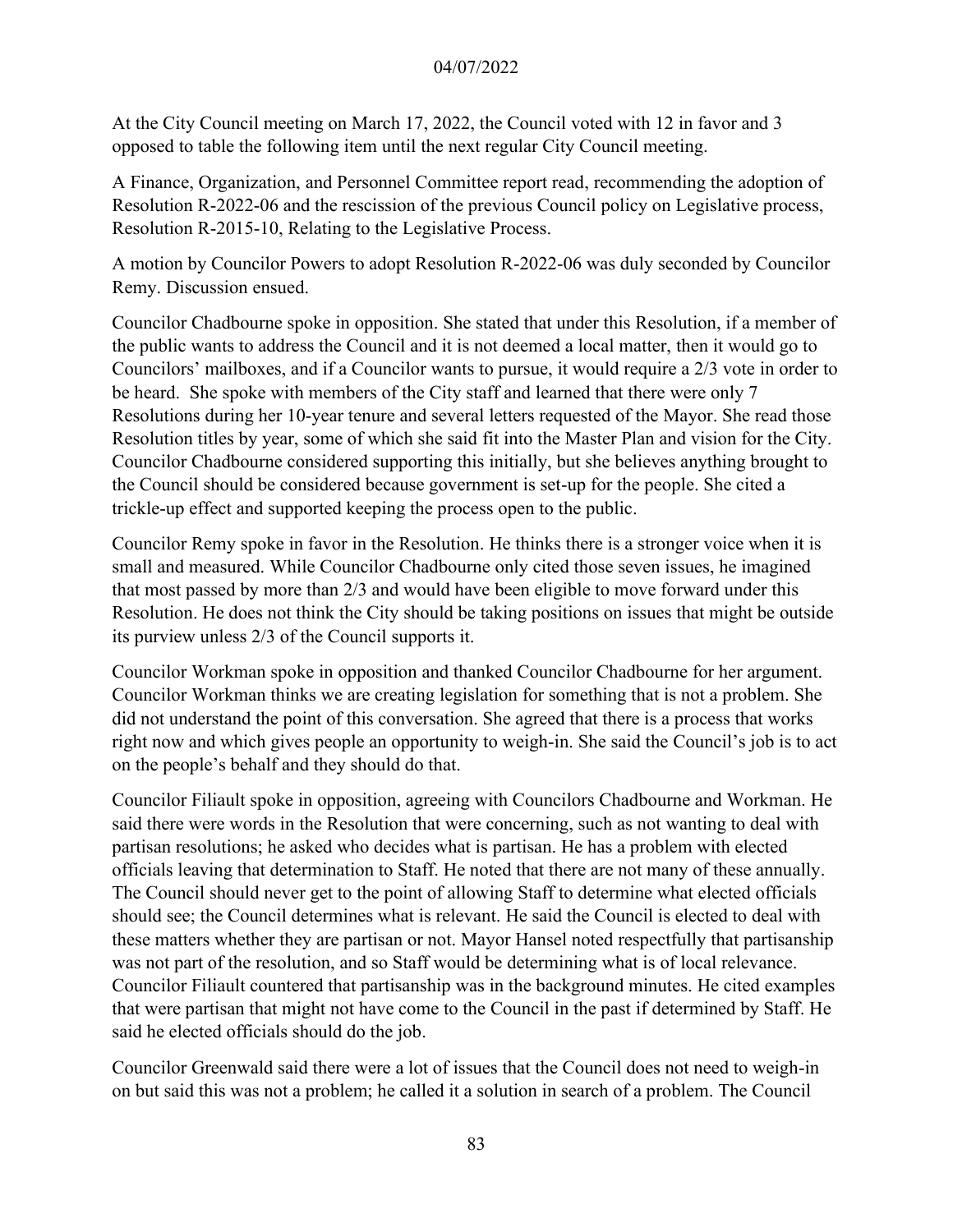At the City Council meeting on March 17, 2022, the Council voted with 12 in favor and 3 opposed to table the following item until the next regular City Council meeting.

A Finance, Organization, and Personnel Committee report read, recommending the adoption of Resolution R-2022-06 and the rescission of the previous Council policy on Legislative process, Resolution R-2015-10, Relating to the Legislative Process.

A motion by Councilor Powers to adopt Resolution R-2022-06 was duly seconded by Councilor Remy. Discussion ensued.

Councilor Chadbourne spoke in opposition. She stated that under this Resolution, if a member of the public wants to address the Council and it is not deemed a local matter, then it would go to Councilors' mailboxes, and if a Councilor wants to pursue, it would require a 2/3 vote in order to be heard. She spoke with members of the City staff and learned that there were only 7 Resolutions during her 10-year tenure and several letters requested of the Mayor. She read those Resolution titles by year, some of which she said fit into the Master Plan and vision for the City. Councilor Chadbourne considered supporting this initially, but she believes anything brought to the Council should be considered because government is set-up for the people. She cited a trickle-up effect and supported keeping the process open to the public.

Councilor Remy spoke in favor in the Resolution. He thinks there is a stronger voice when it is small and measured. While Councilor Chadbourne only cited those seven issues, he imagined that most passed by more than 2/3 and would have been eligible to move forward under this Resolution. He does not think the City should be taking positions on issues that might be outside its purview unless 2/3 of the Council supports it.

Councilor Workman spoke in opposition and thanked Councilor Chadbourne for her argument. Councilor Workman thinks we are creating legislation for something that is not a problem. She did not understand the point of this conversation. She agreed that there is a process that works right now and which gives people an opportunity to weigh-in. She said the Council's job is to act on the people's behalf and they should do that.

Councilor Filiault spoke in opposition, agreeing with Councilors Chadbourne and Workman. He said there were words in the Resolution that were concerning, such as not wanting to deal with partisan resolutions; he asked who decides what is partisan. He has a problem with elected officials leaving that determination to Staff. He noted that there are not many of these annually. The Council should never get to the point of allowing Staff to determine what elected officials should see; the Council determines what is relevant. He said the Council is elected to deal with these matters whether they are partisan or not. Mayor Hansel noted respectfully that partisanship was not part of the resolution, and so Staff would be determining what is of local relevance. Councilor Filiault countered that partisanship was in the background minutes. He cited examples that were partisan that might not have come to the Council in the past if determined by Staff. He said he elected officials should do the job.

Councilor Greenwald said there were a lot of issues that the Council does not need to weigh-in on but said this was not a problem; he called it a solution in search of a problem. The Council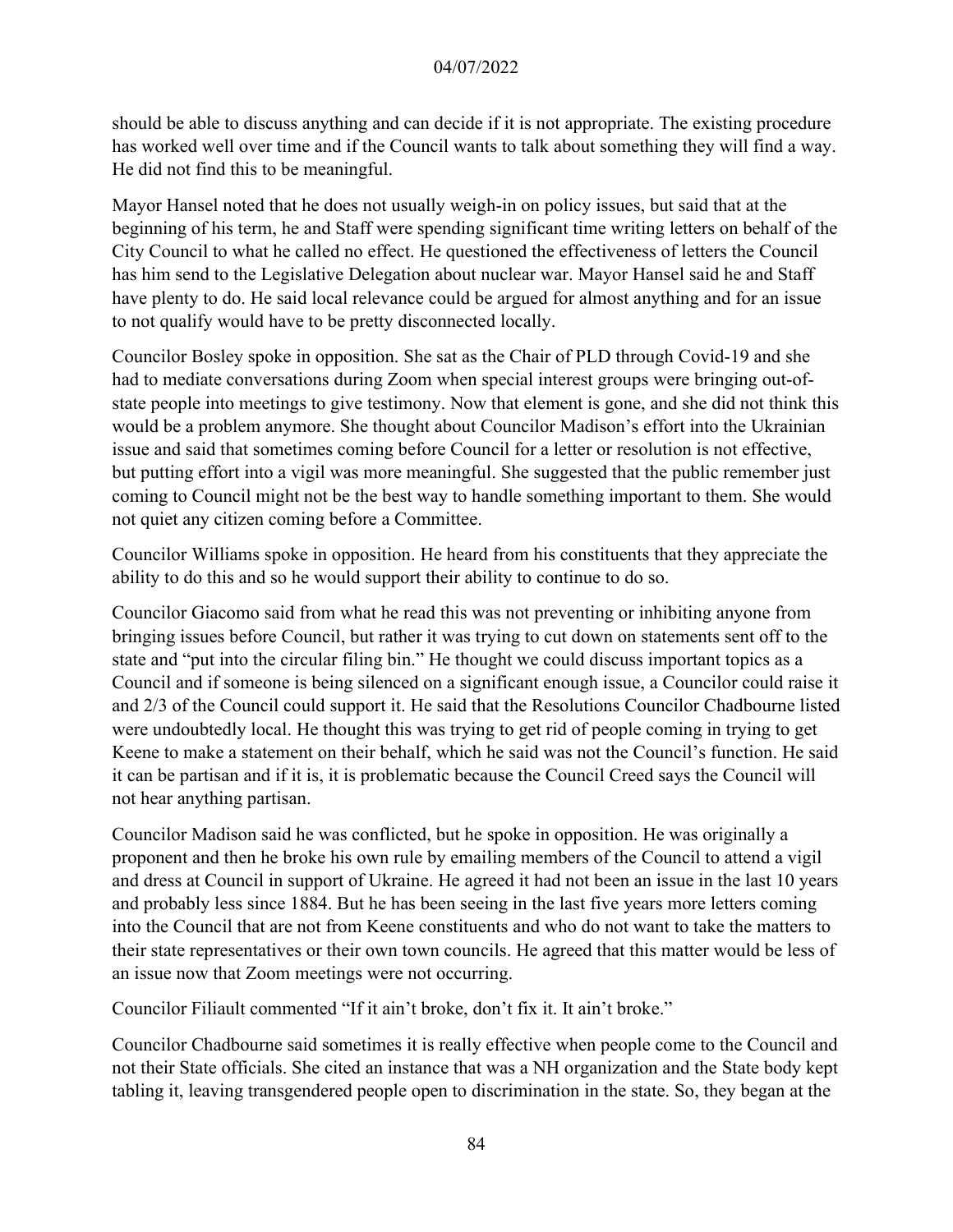should be able to discuss anything and can decide if it is not appropriate. The existing procedure has worked well over time and if the Council wants to talk about something they will find a way. He did not find this to be meaningful.

Mayor Hansel noted that he does not usually weigh-in on policy issues, but said that at the beginning of his term, he and Staff were spending significant time writing letters on behalf of the City Council to what he called no effect. He questioned the effectiveness of letters the Council has him send to the Legislative Delegation about nuclear war. Mayor Hansel said he and Staff have plenty to do. He said local relevance could be argued for almost anything and for an issue to not qualify would have to be pretty disconnected locally.

Councilor Bosley spoke in opposition. She sat as the Chair of PLD through Covid-19 and she had to mediate conversations during Zoom when special interest groups were bringing out-of-state people into meetings to give testimony. Now that element is gone, and she did not think this would be a problem anymore. She thought about Councilor Madison's effort into the Ukrainian issue and said that sometimes coming before Council for a letter or resolution is not effective, but putting effort into a vigil was more meaningful. She suggested that the public remember just coming to Council might not be the best way to handle something important to them. She would not quiet any citizen coming before a Committee.

Councilor Williams spoke in opposition. He heard from his constituents that they appreciate the ability to do this and so he would support their ability to continue to do so.

Councilor Giacomo said from what he read this was not preventing or inhibiting anyone from bringing issues before Council, but rather it was trying to cut down on statements sent off to the state and "put into the circular filing bin." He thought we could discuss important topics as a Council and if someone is being silenced on a significant enough issue, a Councilor could raise it and 2/3 of the Council could support it. He said that the Resolutions Councilor Chadbourne listed were undoubtedly local. He thought this was trying to get rid of people coming in trying to get Keene to make a statement on their behalf, which he said was not the Council's function. He said it can be partisan and if it is, it is problematic because the Council Creed says the Council will not hear anything partisan.

Councilor Madison said he was conflicted, but he spoke in opposition. He was originally a proponent and then he broke his own rule by emailing members of the Council to attend a vigil and dress at Council in support of Ukraine. He agreed it had not been an issue in the last 10 years and probably less since 1884. But he has been seeing in the last five years more letters coming into the Council that are not from Keene constituents and who do not want to take the matters to their state representatives or their own town councils. He agreed that this matter would be less of an issue now that Zoom meetings were not occurring.

Councilor Filiault commented "If it ain't broke, don't fix it. It ain't broke."

Councilor Chadbourne said sometimes it is really effective when people come to the Council and not their State officials. She cited an instance that was a NH organization and the State body kept tabling it, leaving transgendered people open to discrimination in the state. So, they began at the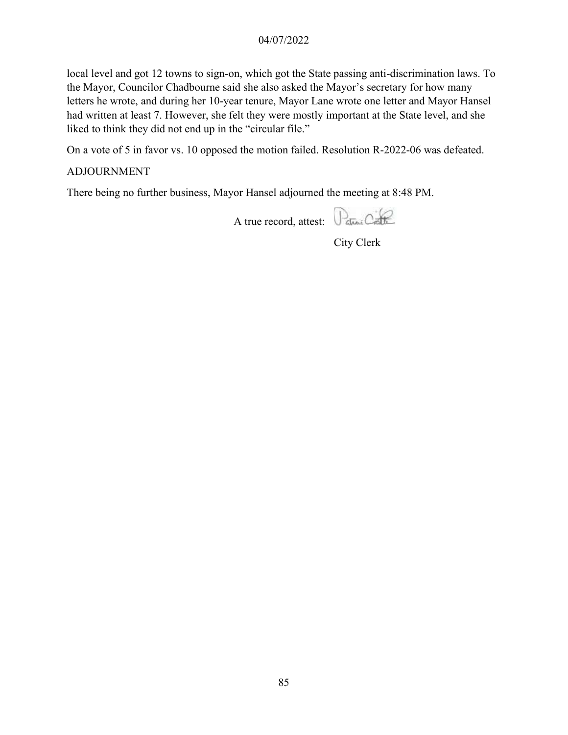local level and got 12 towns to sign-on, which got the State passing anti-discrimination laws. To the Mayor, Councilor Chadbourne said she also asked the Mayor's secretary for how many letters he wrote, and during her 10-year tenure, Mayor Lane wrote one letter and Mayor Hansel had written at least 7. However, she felt they were mostly important at the State level, and she liked to think they did not end up in the "circular file."

On a vote of 5 in favor vs. 10 opposed the motion failed. Resolution R-2022-06 was defeated.

ADJOURNMENT

There being no further business, Mayor Hansel adjourned the meeting at 8:48 PM.

A true record, attest:

City Clerk